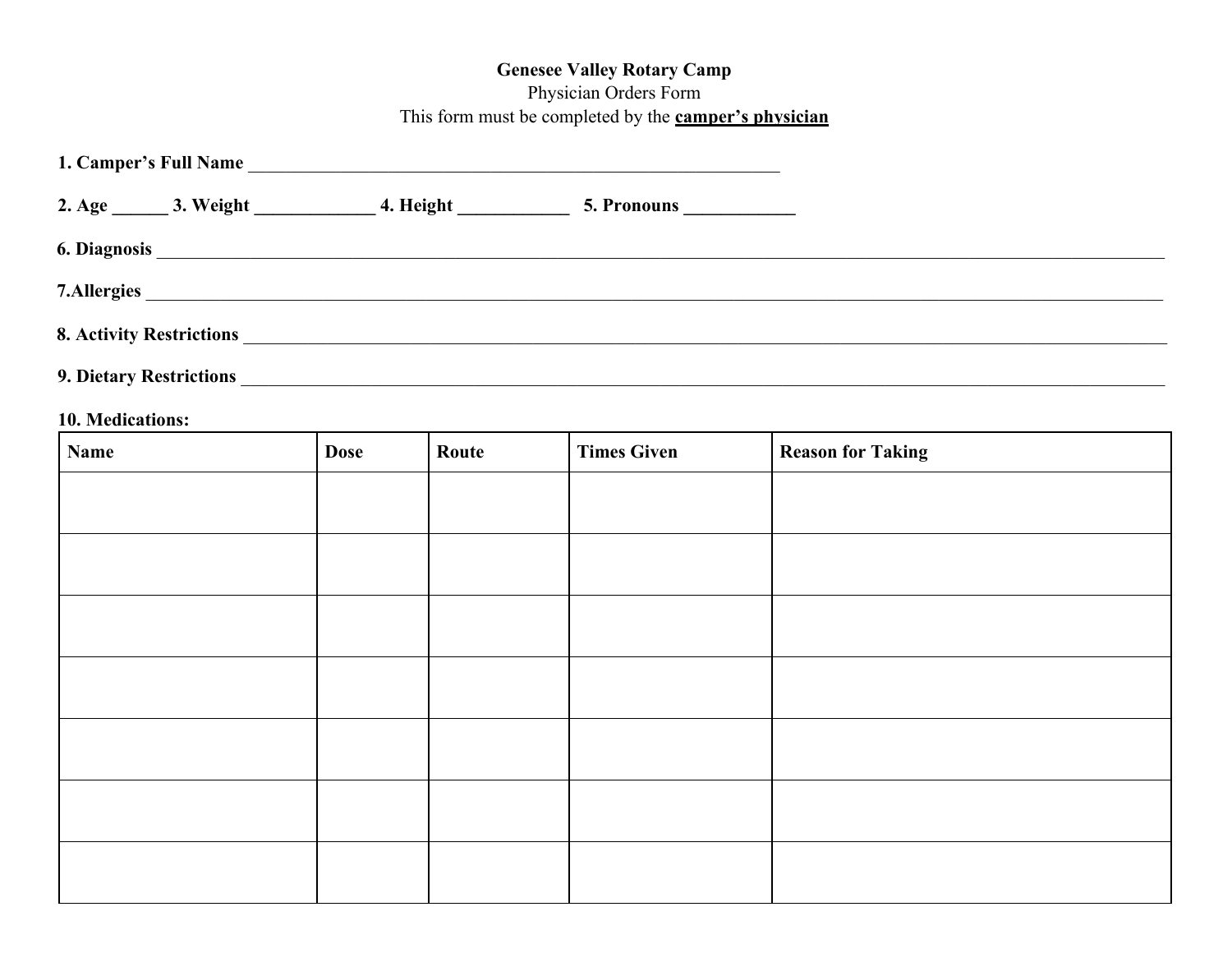**Genesee Valley Rotary Camp**

Physician Orders Form

This form must be completed by the **<u>camper's physician</u>**

**1. Camper's Full Name** ____________________________________________________________

**2. Age** ______ **3. Weight** _____________ **4. Height** ____________ **5. Pronouns** ____________

**6. Diagnosis** ____________________________________________________________________________________________________________

**7.Allergies** _____________________________________________________________________________________________________________

**8. Activity Restrictions** ____________________________________________________________________________________________________

**9. Dietary Restrictions** _____________________________________________________________________________________________________

**10. Medications:**

| Name | Dose | Route | Times Given | Reason for Taking |
|---|---|---|---|---|
| | | | | |
| | | | | |
| | | | | |
| | | | | |
| | | | | |
| | | | | |
| | | | | |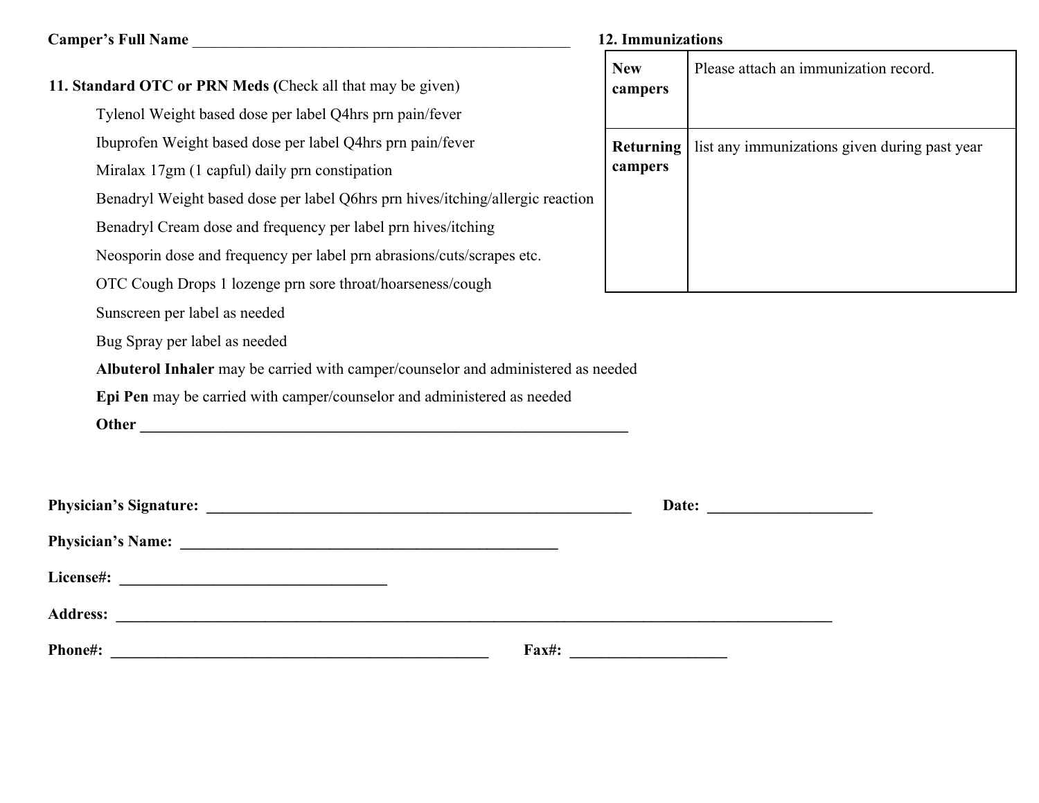**Camper's Full Name** ___________________________________________________

**11. Standard OTC or PRN Meds (**Check all that may be given)

- Tylenol Weight based dose per label Q4hrs prn pain/fever
- Ibuprofen Weight based dose per label Q4hrs prn pain/fever
- Miralax 17gm (1 capful) daily prn constipation
- Benadryl Weight based dose per label Q6hrs prn hives/itching/allergic reaction
- Benadryl Cream dose and frequency per label prn hives/itching
- Neosporin dose and frequency per label prn abrasions/cuts/scrapes etc.
- OTC Cough Drops 1 lozenge prn sore throat/hoarseness/cough
- Sunscreen per label as needed
- Bug Spray per label as needed
- **Albuterol Inhaler** may be carried with camper/counselor and administered as needed
- **Epi Pen** may be carried with camper/counselor and administered as needed
- **Other** ____________________________________________________________

**12. Immunizations**

| | |
|---|---|
| **New campers** | Please attach an immunization record. |
| **Returning campers** | list any immunizations given during past year |

**Physician's Signature:** ______________________________________________ **Date:** ____________________

**Physician's Name:** ______________________________________________

**License#:** ______________________________

**Address:** ____________________________________________________________________________________

**Phone#:** ______________________________________________ **Fax#:** ____________________